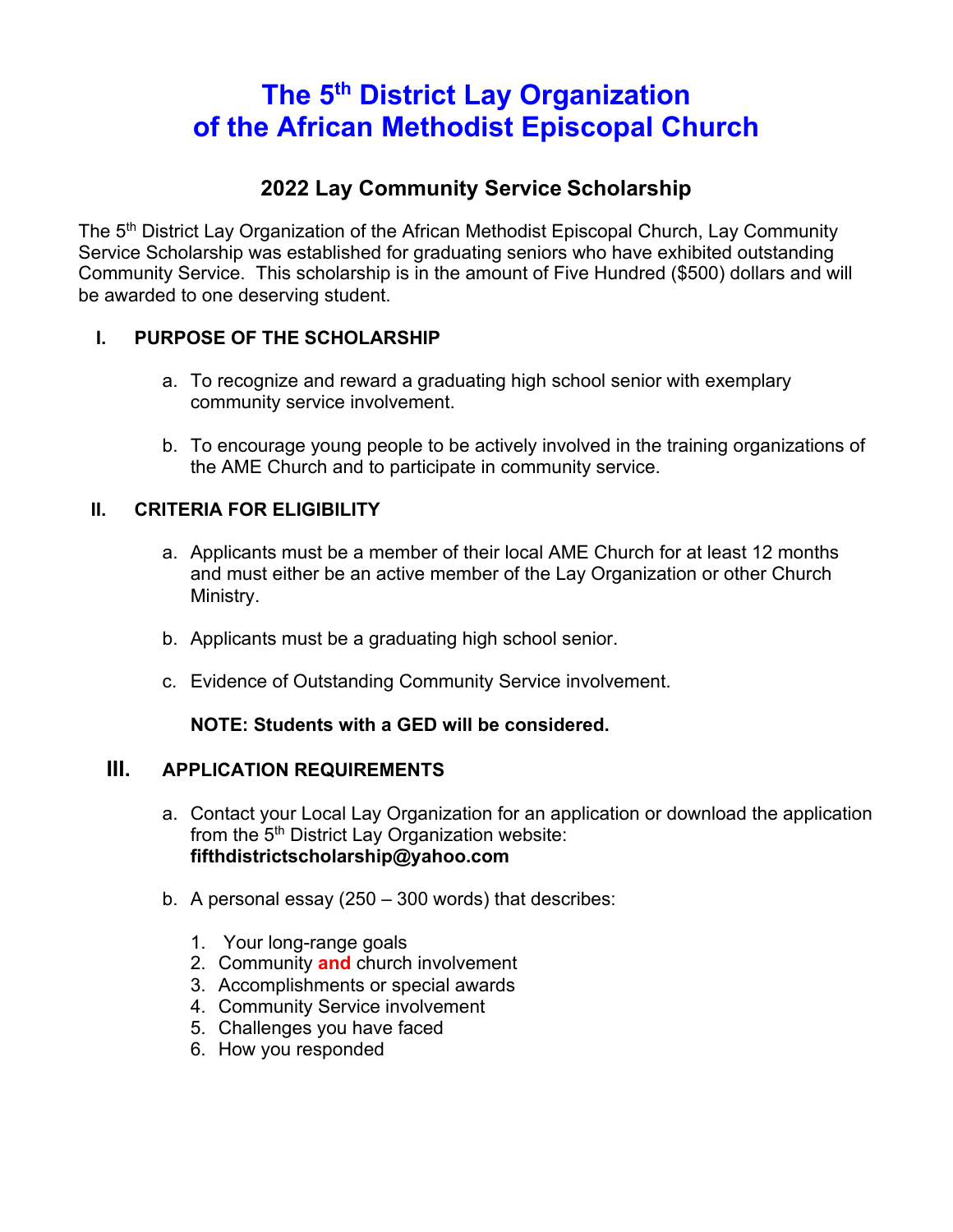# The 5th District Lay Organization of the African Methodist Episcopal Church

## 2022 Lay Community Service Scholarship

The 5th District Lay Organization of the African Methodist Episcopal Church, Lay Community Service Scholarship was established for graduating seniors who have exhibited outstanding Community Service. This scholarship is in the amount of Five Hundred ($500) dollars and will be awarded to one deserving student.

### I. PURPOSE OF THE SCHOLARSHIP

a. To recognize and reward a graduating high school senior with exemplary community service involvement.

b. To encourage young people to be actively involved in the training organizations of the AME Church and to participate in community service.

### II. CRITERIA FOR ELIGIBILITY

a. Applicants must be a member of their local AME Church for at least 12 months and must either be an active member of the Lay Organization or other Church Ministry.

b. Applicants must be a graduating high school senior.

c. Evidence of Outstanding Community Service involvement.

**NOTE: Students with a GED will be considered.**

### III. APPLICATION REQUIREMENTS

a. Contact your Local Lay Organization for an application or download the application from the 5th District Lay Organization website: **fifthdistrictscholarship@yahoo.com**

b. A personal essay (250 – 300 words) that describes:

1. Your long-range goals
2. Community **and** church involvement
3. Accomplishments or special awards
4. Community Service involvement
5. Challenges you have faced
6. How you responded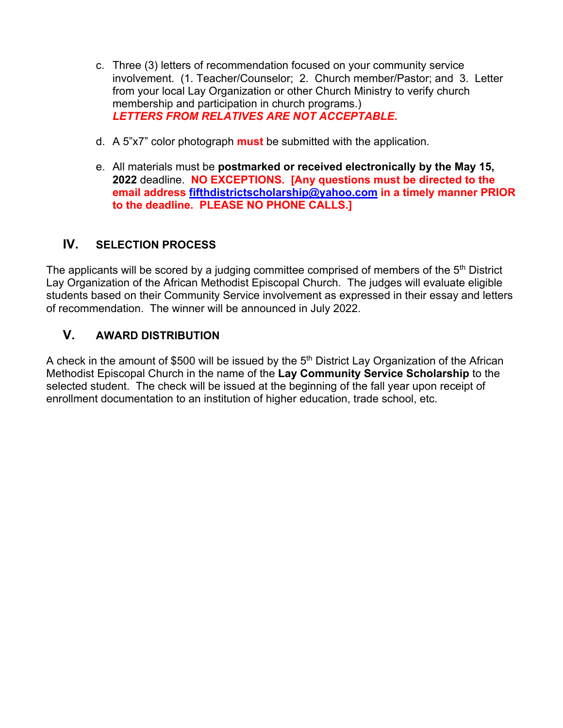c. Three (3) letters of recommendation focused on your community service involvement. (1. Teacher/Counselor; 2. Church member/Pastor; and 3. Letter from your local Lay Organization or other Church Ministry to verify church membership and participation in church programs.)
   ***LETTERS FROM RELATIVES ARE NOT ACCEPTABLE.***

d. A 5"x7" color photograph **must** be submitted with the application.

e. All materials must be **postmarked or received electronically by the May 15, 2022** deadline. **NO EXCEPTIONS. [Any questions must be directed to the email address fifthdistrictscholarship@yahoo.com in a timely manner PRIOR to the deadline. PLEASE NO PHONE CALLS.]**

## IV. SELECTION PROCESS

The applicants will be scored by a judging committee comprised of members of the 5th District Lay Organization of the African Methodist Episcopal Church. The judges will evaluate eligible students based on their Community Service involvement as expressed in their essay and letters of recommendation. The winner will be announced in July 2022.

## V. AWARD DISTRIBUTION

A check in the amount of $500 will be issued by the 5th District Lay Organization of the African Methodist Episcopal Church in the name of the **Lay Community Service Scholarship** to the selected student. The check will be issued at the beginning of the fall year upon receipt of enrollment documentation to an institution of higher education, trade school, etc.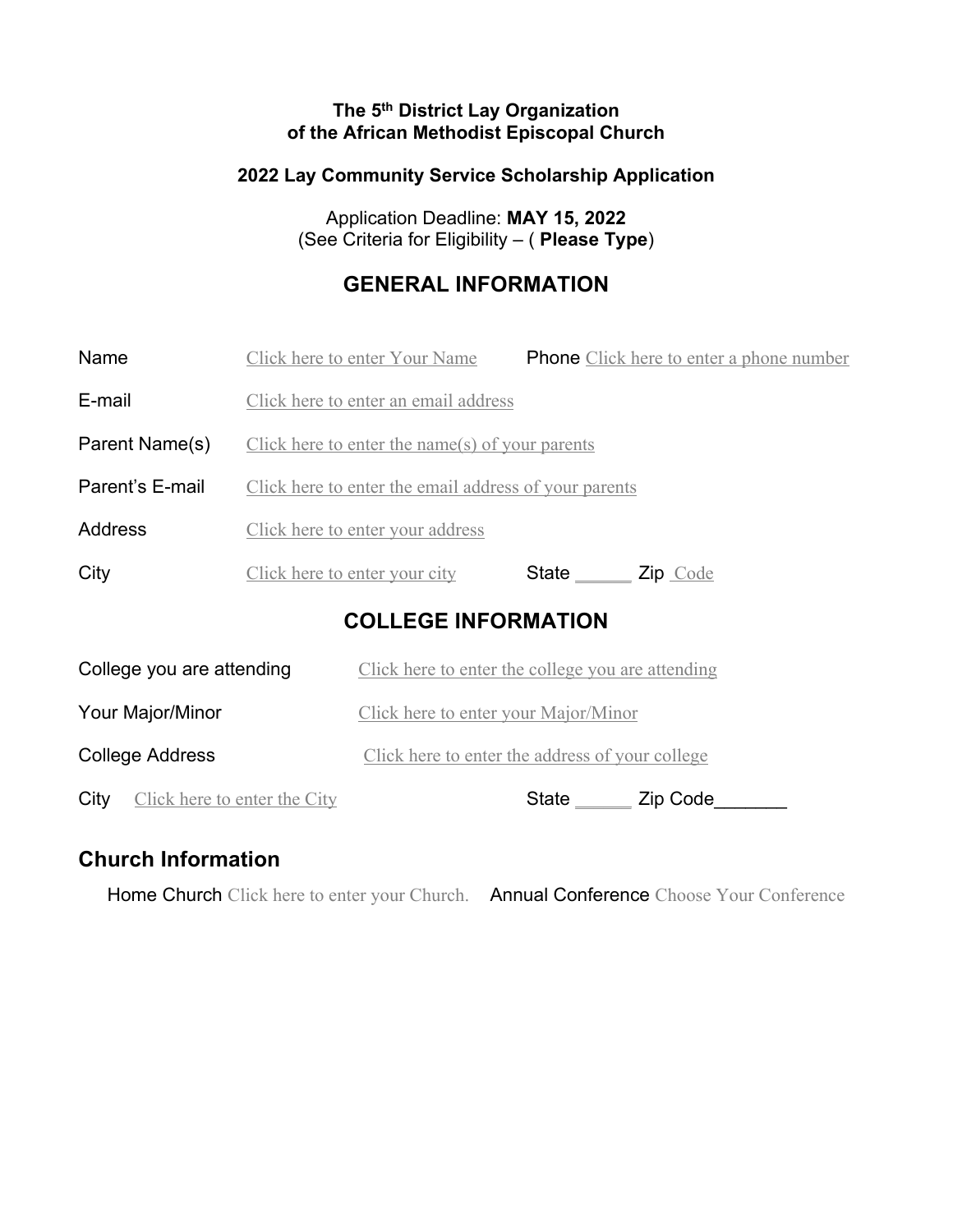**The 5th District Lay Organization**
**of the African Methodist Episcopal Church**

**2022 Lay Community Service Scholarship Application**

Application Deadline: **MAY 15, 2022**
(See Criteria for Eligibility – ( **Please Type**)

## GENERAL INFORMATION

Name Click here to enter Your Name Phone Click here to enter a phone number

E-mail Click here to enter an email address

Parent Name(s) Click here to enter the name(s) of your parents

Parent's E-mail Click here to enter the email address of your parents

Address Click here to enter your address

City Click here to enter your city State ______ Zip Code

## COLLEGE INFORMATION

College you are attending Click here to enter the college you are attending

Your Major/Minor Click here to enter your Major/Minor

College Address Click here to enter the address of your college

City Click here to enter the City State ______ Zip Code_______

## Church Information

Home Church Click here to enter your Church. Annual Conference Choose Your Conference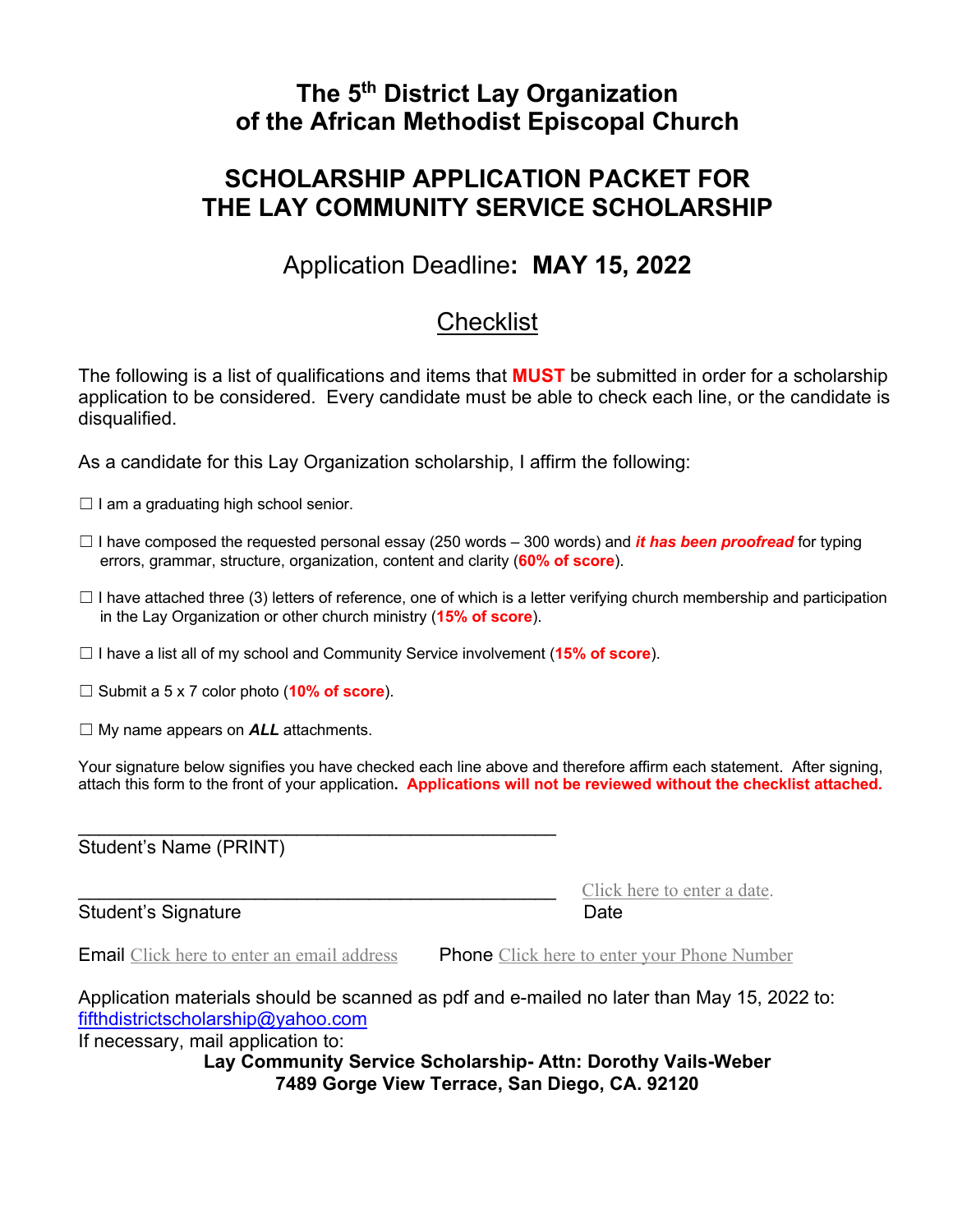# The 5th District Lay Organization of the African Methodist Episcopal Church

## SCHOLARSHIP APPLICATION PACKET FOR THE LAY COMMUNITY SERVICE SCHOLARSHIP

### Application Deadline: **MAY 15, 2022**

### Checklist

The following is a list of qualifications and items that **MUST** be submitted in order for a scholarship application to be considered. Every candidate must be able to check each line, or the candidate is disqualified.

As a candidate for this Lay Organization scholarship, I affirm the following:

☐ I am a graduating high school senior.

☐ I have composed the requested personal essay (250 words – 300 words) and ***it has been proofread*** for typing errors, grammar, structure, organization, content and clarity (**60% of score**).

☐ I have attached three (3) letters of reference, one of which is a letter verifying church membership and participation in the Lay Organization or other church ministry (**15% of score**).

☐ I have a list all of my school and Community Service involvement (**15% of score**).

☐ Submit a 5 x 7 color photo (**10% of score**).

☐ My name appears on ***ALL*** attachments.

Your signature below signifies you have checked each line above and therefore affirm each statement. After signing, attach this form to the front of your application. **Applications will not be reviewed without the checklist attached.**

_______________________________________________
Student's Name (PRINT)

_______________________________________________ Click here to enter a date.
Student's Signature Date

Email Click here to enter an email address Phone Click here to enter your Phone Number

Application materials should be scanned as pdf and e-mailed no later than May 15, 2022 to: fifthdistrictscholarship@yahoo.com
If necessary, mail application to:

**Lay Community Service Scholarship- Attn: Dorothy Vails-Weber**
**7489 Gorge View Terrace, San Diego, CA. 92120**